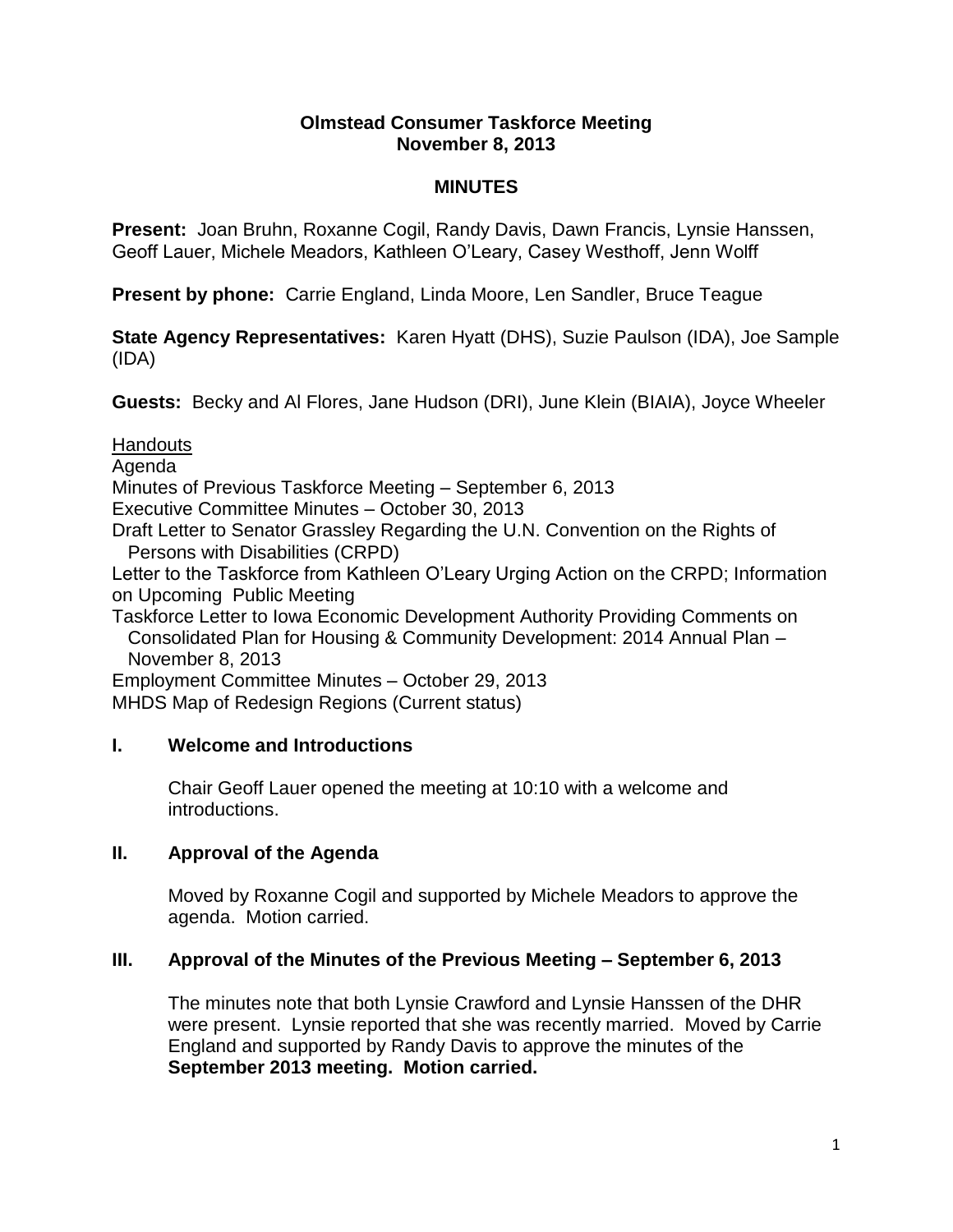**Olmstead Consumer Taskforce Meeting**
**November 8, 2013**

**MINUTES**

**Present:** Joan Bruhn, Roxanne Cogil, Randy Davis, Dawn Francis, Lynsie Hanssen, Geoff Lauer, Michele Meadors, Kathleen O'Leary, Casey Westhoff, Jenn Wolff

**Present by phone:** Carrie England, Linda Moore, Len Sandler, Bruce Teague

**State Agency Representatives:** Karen Hyatt (DHS), Suzie Paulson (IDA), Joe Sample (IDA)

**Guests:** Becky and Al Flores, Jane Hudson (DRI), June Klein (BIAIA), Joyce Wheeler

Handouts

Agenda
Minutes of Previous Taskforce Meeting – September 6, 2013
Executive Committee Minutes – October 30, 2013
Draft Letter to Senator Grassley Regarding the U.N. Convention on the Rights of Persons with Disabilities (CRPD)
Letter to the Taskforce from Kathleen O'Leary Urging Action on the CRPD; Information on Upcoming Public Meeting
Taskforce Letter to Iowa Economic Development Authority Providing Comments on Consolidated Plan for Housing & Community Development: 2014 Annual Plan – November 8, 2013
Employment Committee Minutes – October 29, 2013
MHDS Map of Redesign Regions (Current status)

## I. Welcome and Introductions

Chair Geoff Lauer opened the meeting at 10:10 with a welcome and introductions.

## II. Approval of the Agenda

Moved by Roxanne Cogil and supported by Michele Meadors to approve the agenda. Motion carried.

## III. Approval of the Minutes of the Previous Meeting – September 6, 2013

The minutes note that both Lynsie Crawford and Lynsie Hanssen of the DHR were present. Lynsie reported that she was recently married. Moved by Carrie England and supported by Randy Davis to approve the minutes of the **September 2013 meeting. Motion carried.**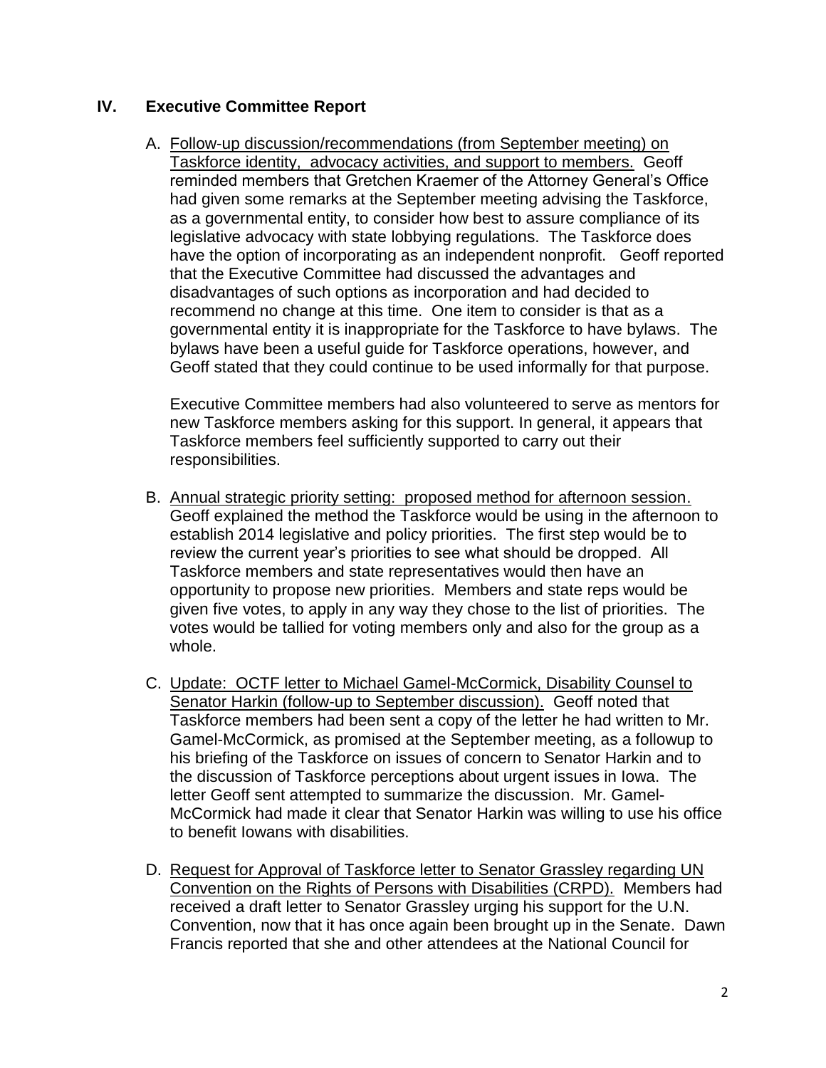## IV. Executive Committee Report

A. <u>Follow-up discussion/recommendations (from September meeting) on Taskforce identity, advocacy activities, and support to members.</u> Geoff reminded members that Gretchen Kraemer of the Attorney General's Office had given some remarks at the September meeting advising the Taskforce, as a governmental entity, to consider how best to assure compliance of its legislative advocacy with state lobbying regulations. The Taskforce does have the option of incorporating as an independent nonprofit. Geoff reported that the Executive Committee had discussed the advantages and disadvantages of such options as incorporation and had decided to recommend no change at this time. One item to consider is that as a governmental entity it is inappropriate for the Taskforce to have bylaws. The bylaws have been a useful guide for Taskforce operations, however, and Geoff stated that they could continue to be used informally for that purpose.

   Executive Committee members had also volunteered to serve as mentors for new Taskforce members asking for this support. In general, it appears that Taskforce members feel sufficiently supported to carry out their responsibilities.

B. <u>Annual strategic priority setting: proposed method for afternoon session.</u> Geoff explained the method the Taskforce would be using in the afternoon to establish 2014 legislative and policy priorities. The first step would be to review the current year's priorities to see what should be dropped. All Taskforce members and state representatives would then have an opportunity to propose new priorities. Members and state reps would be given five votes, to apply in any way they chose to the list of priorities. The votes would be tallied for voting members only and also for the group as a whole.

C. <u>Update: OCTF letter to Michael Gamel-McCormick, Disability Counsel to Senator Harkin (follow-up to September discussion).</u> Geoff noted that Taskforce members had been sent a copy of the letter he had written to Mr. Gamel-McCormick, as promised at the September meeting, as a followup to his briefing of the Taskforce on issues of concern to Senator Harkin and to the discussion of Taskforce perceptions about urgent issues in Iowa. The letter Geoff sent attempted to summarize the discussion. Mr. Gamel-McCormick had made it clear that Senator Harkin was willing to use his office to benefit Iowans with disabilities.

D. <u>Request for Approval of Taskforce letter to Senator Grassley regarding UN Convention on the Rights of Persons with Disabilities (CRPD).</u> Members had received a draft letter to Senator Grassley urging his support for the U.N. Convention, now that it has once again been brought up in the Senate. Dawn Francis reported that she and other attendees at the National Council for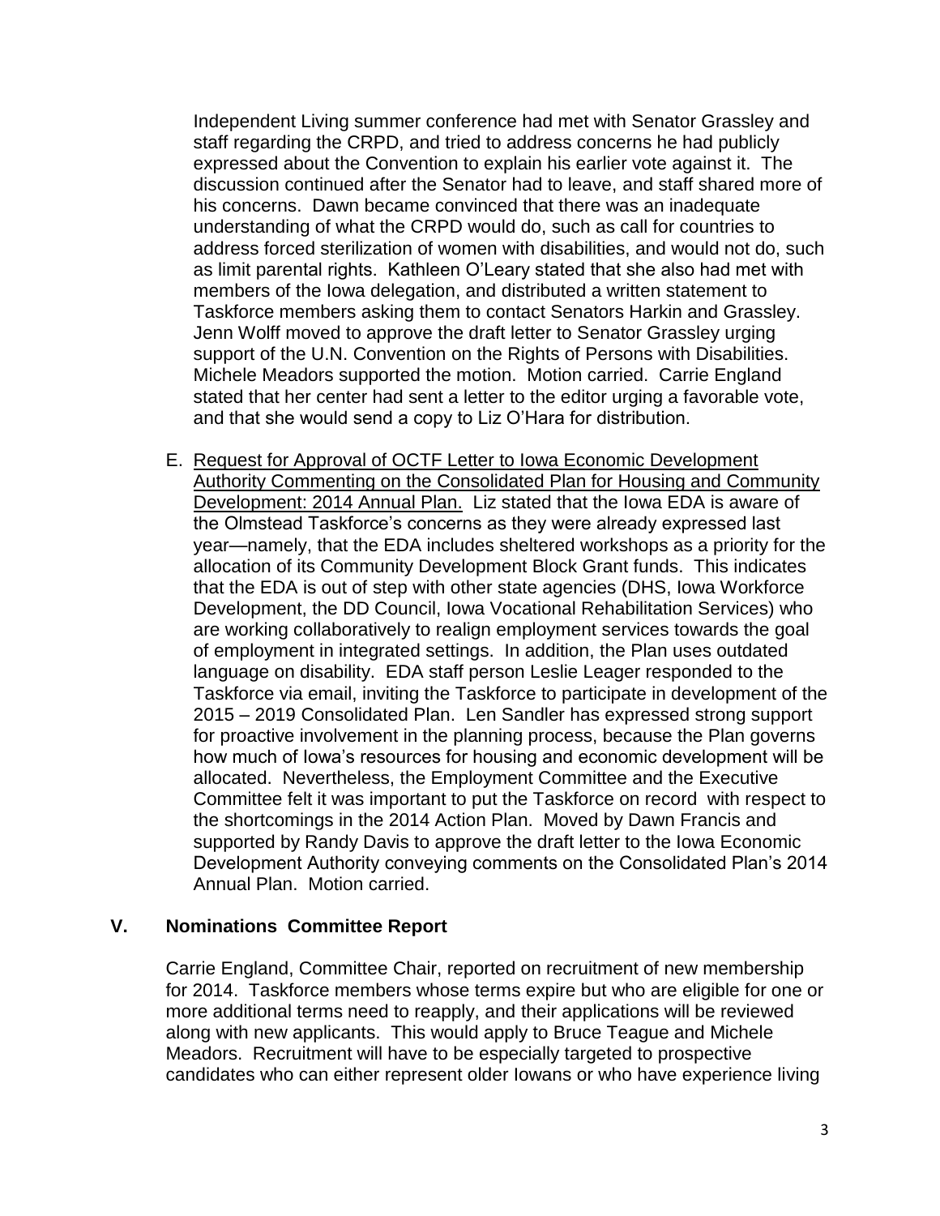Independent Living summer conference had met with Senator Grassley and staff regarding the CRPD, and tried to address concerns he had publicly expressed about the Convention to explain his earlier vote against it. The discussion continued after the Senator had to leave, and staff shared more of his concerns. Dawn became convinced that there was an inadequate understanding of what the CRPD would do, such as call for countries to address forced sterilization of women with disabilities, and would not do, such as limit parental rights. Kathleen O'Leary stated that she also had met with members of the Iowa delegation, and distributed a written statement to Taskforce members asking them to contact Senators Harkin and Grassley. Jenn Wolff moved to approve the draft letter to Senator Grassley urging support of the U.N. Convention on the Rights of Persons with Disabilities. Michele Meadors supported the motion. Motion carried. Carrie England stated that her center had sent a letter to the editor urging a favorable vote, and that she would send a copy to Liz O'Hara for distribution.

E. Request for Approval of OCTF Letter to Iowa Economic Development Authority Commenting on the Consolidated Plan for Housing and Community Development: 2014 Annual Plan. Liz stated that the Iowa EDA is aware of the Olmstead Taskforce's concerns as they were already expressed last year—namely, that the EDA includes sheltered workshops as a priority for the allocation of its Community Development Block Grant funds. This indicates that the EDA is out of step with other state agencies (DHS, Iowa Workforce Development, the DD Council, Iowa Vocational Rehabilitation Services) who are working collaboratively to realign employment services towards the goal of employment in integrated settings. In addition, the Plan uses outdated language on disability. EDA staff person Leslie Leager responded to the Taskforce via email, inviting the Taskforce to participate in development of the 2015 – 2019 Consolidated Plan. Len Sandler has expressed strong support for proactive involvement in the planning process, because the Plan governs how much of Iowa's resources for housing and economic development will be allocated. Nevertheless, the Employment Committee and the Executive Committee felt it was important to put the Taskforce on record with respect to the shortcomings in the 2014 Action Plan. Moved by Dawn Francis and supported by Randy Davis to approve the draft letter to the Iowa Economic Development Authority conveying comments on the Consolidated Plan's 2014 Annual Plan. Motion carried.

## V. Nominations Committee Report

Carrie England, Committee Chair, reported on recruitment of new membership for 2014. Taskforce members whose terms expire but who are eligible for one or more additional terms need to reapply, and their applications will be reviewed along with new applicants. This would apply to Bruce Teague and Michele Meadors. Recruitment will have to be especially targeted to prospective candidates who can either represent older Iowans or who have experience living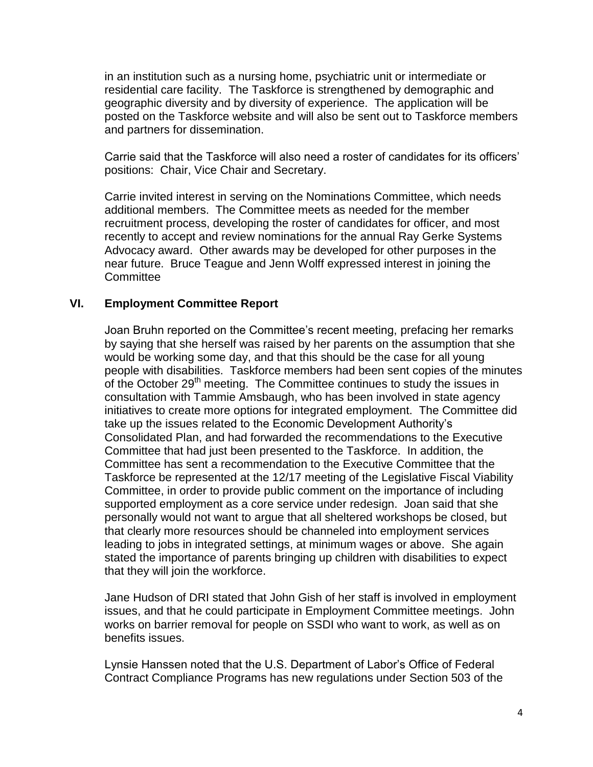in an institution such as a nursing home, psychiatric unit or intermediate or residential care facility. The Taskforce is strengthened by demographic and geographic diversity and by diversity of experience. The application will be posted on the Taskforce website and will also be sent out to Taskforce members and partners for dissemination.

Carrie said that the Taskforce will also need a roster of candidates for its officers' positions: Chair, Vice Chair and Secretary.

Carrie invited interest in serving on the Nominations Committee, which needs additional members. The Committee meets as needed for the member recruitment process, developing the roster of candidates for officer, and most recently to accept and review nominations for the annual Ray Gerke Systems Advocacy award. Other awards may be developed for other purposes in the near future. Bruce Teague and Jenn Wolff expressed interest in joining the Committee

## VI. Employment Committee Report

Joan Bruhn reported on the Committee's recent meeting, prefacing her remarks by saying that she herself was raised by her parents on the assumption that she would be working some day, and that this should be the case for all young people with disabilities. Taskforce members had been sent copies of the minutes of the October 29th meeting. The Committee continues to study the issues in consultation with Tammie Amsbaugh, who has been involved in state agency initiatives to create more options for integrated employment. The Committee did take up the issues related to the Economic Development Authority's Consolidated Plan, and had forwarded the recommendations to the Executive Committee that had just been presented to the Taskforce. In addition, the Committee has sent a recommendation to the Executive Committee that the Taskforce be represented at the 12/17 meeting of the Legislative Fiscal Viability Committee, in order to provide public comment on the importance of including supported employment as a core service under redesign. Joan said that she personally would not want to argue that all sheltered workshops be closed, but that clearly more resources should be channeled into employment services leading to jobs in integrated settings, at minimum wages or above. She again stated the importance of parents bringing up children with disabilities to expect that they will join the workforce.

Jane Hudson of DRI stated that John Gish of her staff is involved in employment issues, and that he could participate in Employment Committee meetings. John works on barrier removal for people on SSDI who want to work, as well as on benefits issues.

Lynsie Hanssen noted that the U.S. Department of Labor's Office of Federal Contract Compliance Programs has new regulations under Section 503 of the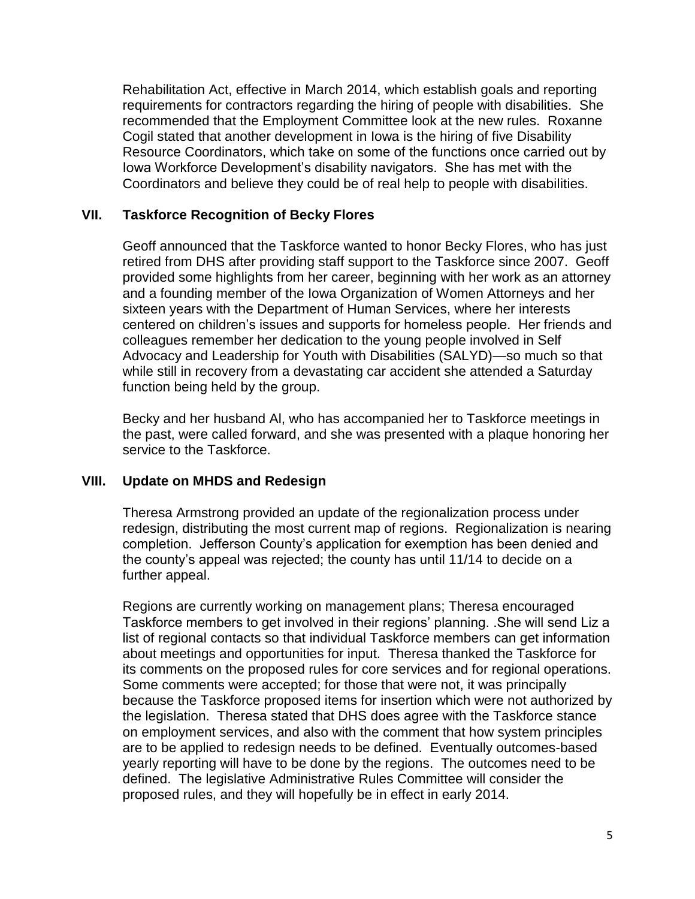Rehabilitation Act, effective in March 2014, which establish goals and reporting requirements for contractors regarding the hiring of people with disabilities. She recommended that the Employment Committee look at the new rules. Roxanne Cogil stated that another development in Iowa is the hiring of five Disability Resource Coordinators, which take on some of the functions once carried out by Iowa Workforce Development's disability navigators. She has met with the Coordinators and believe they could be of real help to people with disabilities.

## VII. Taskforce Recognition of Becky Flores

Geoff announced that the Taskforce wanted to honor Becky Flores, who has just retired from DHS after providing staff support to the Taskforce since 2007. Geoff provided some highlights from her career, beginning with her work as an attorney and a founding member of the Iowa Organization of Women Attorneys and her sixteen years with the Department of Human Services, where her interests centered on children's issues and supports for homeless people. Her friends and colleagues remember her dedication to the young people involved in Self Advocacy and Leadership for Youth with Disabilities (SALYD)—so much so that while still in recovery from a devastating car accident she attended a Saturday function being held by the group.

Becky and her husband Al, who has accompanied her to Taskforce meetings in the past, were called forward, and she was presented with a plaque honoring her service to the Taskforce.

## VIII. Update on MHDS and Redesign

Theresa Armstrong provided an update of the regionalization process under redesign, distributing the most current map of regions. Regionalization is nearing completion. Jefferson County's application for exemption has been denied and the county's appeal was rejected; the county has until 11/14 to decide on a further appeal.

Regions are currently working on management plans; Theresa encouraged Taskforce members to get involved in their regions' planning. .She will send Liz a list of regional contacts so that individual Taskforce members can get information about meetings and opportunities for input. Theresa thanked the Taskforce for its comments on the proposed rules for core services and for regional operations. Some comments were accepted; for those that were not, it was principally because the Taskforce proposed items for insertion which were not authorized by the legislation. Theresa stated that DHS does agree with the Taskforce stance on employment services, and also with the comment that how system principles are to be applied to redesign needs to be defined. Eventually outcomes-based yearly reporting will have to be done by the regions. The outcomes need to be defined. The legislative Administrative Rules Committee will consider the proposed rules, and they will hopefully be in effect in early 2014.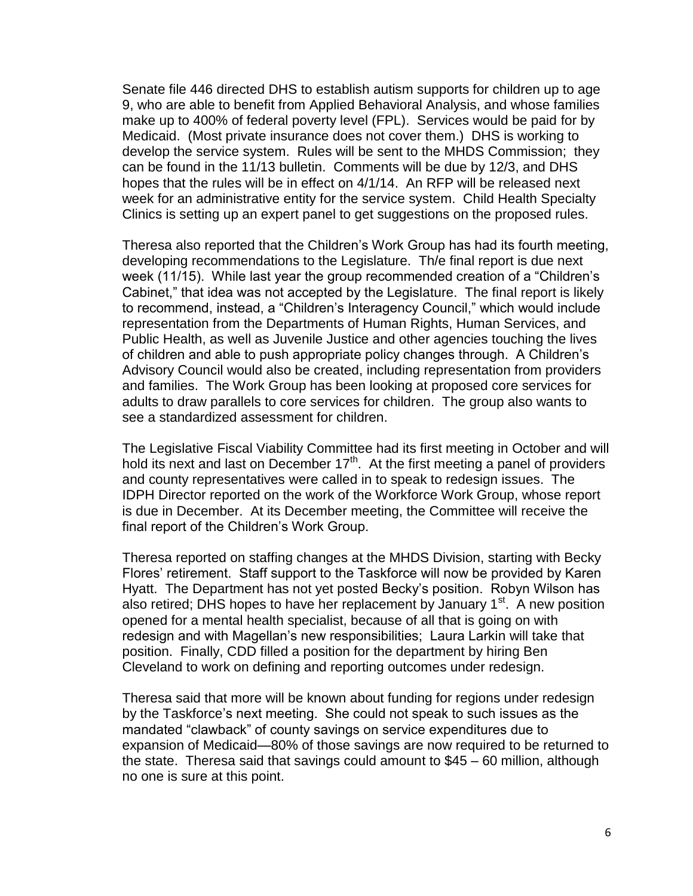Senate file 446 directed DHS to establish autism supports for children up to age 9, who are able to benefit from Applied Behavioral Analysis, and whose families make up to 400% of federal poverty level (FPL). Services would be paid for by Medicaid. (Most private insurance does not cover them.) DHS is working to develop the service system. Rules will be sent to the MHDS Commission; they can be found in the 11/13 bulletin. Comments will be due by 12/3, and DHS hopes that the rules will be in effect on 4/1/14. An RFP will be released next week for an administrative entity for the service system. Child Health Specialty Clinics is setting up an expert panel to get suggestions on the proposed rules.

Theresa also reported that the Children's Work Group has had its fourth meeting, developing recommendations to the Legislature. Th/e final report is due next week (11/15). While last year the group recommended creation of a "Children's Cabinet," that idea was not accepted by the Legislature. The final report is likely to recommend, instead, a "Children's Interagency Council," which would include representation from the Departments of Human Rights, Human Services, and Public Health, as well as Juvenile Justice and other agencies touching the lives of children and able to push appropriate policy changes through. A Children's Advisory Council would also be created, including representation from providers and families. The Work Group has been looking at proposed core services for adults to draw parallels to core services for children. The group also wants to see a standardized assessment for children.

The Legislative Fiscal Viability Committee had its first meeting in October and will hold its next and last on December 17th. At the first meeting a panel of providers and county representatives were called in to speak to redesign issues. The IDPH Director reported on the work of the Workforce Work Group, whose report is due in December. At its December meeting, the Committee will receive the final report of the Children's Work Group.

Theresa reported on staffing changes at the MHDS Division, starting with Becky Flores' retirement. Staff support to the Taskforce will now be provided by Karen Hyatt. The Department has not yet posted Becky's position. Robyn Wilson has also retired; DHS hopes to have her replacement by January 1st. A new position opened for a mental health specialist, because of all that is going on with redesign and with Magellan's new responsibilities; Laura Larkin will take that position. Finally, CDD filled a position for the department by hiring Ben Cleveland to work on defining and reporting outcomes under redesign.

Theresa said that more will be known about funding for regions under redesign by the Taskforce's next meeting. She could not speak to such issues as the mandated "clawback" of county savings on service expenditures due to expansion of Medicaid—80% of those savings are now required to be returned to the state. Theresa said that savings could amount to $45 – 60 million, although no one is sure at this point.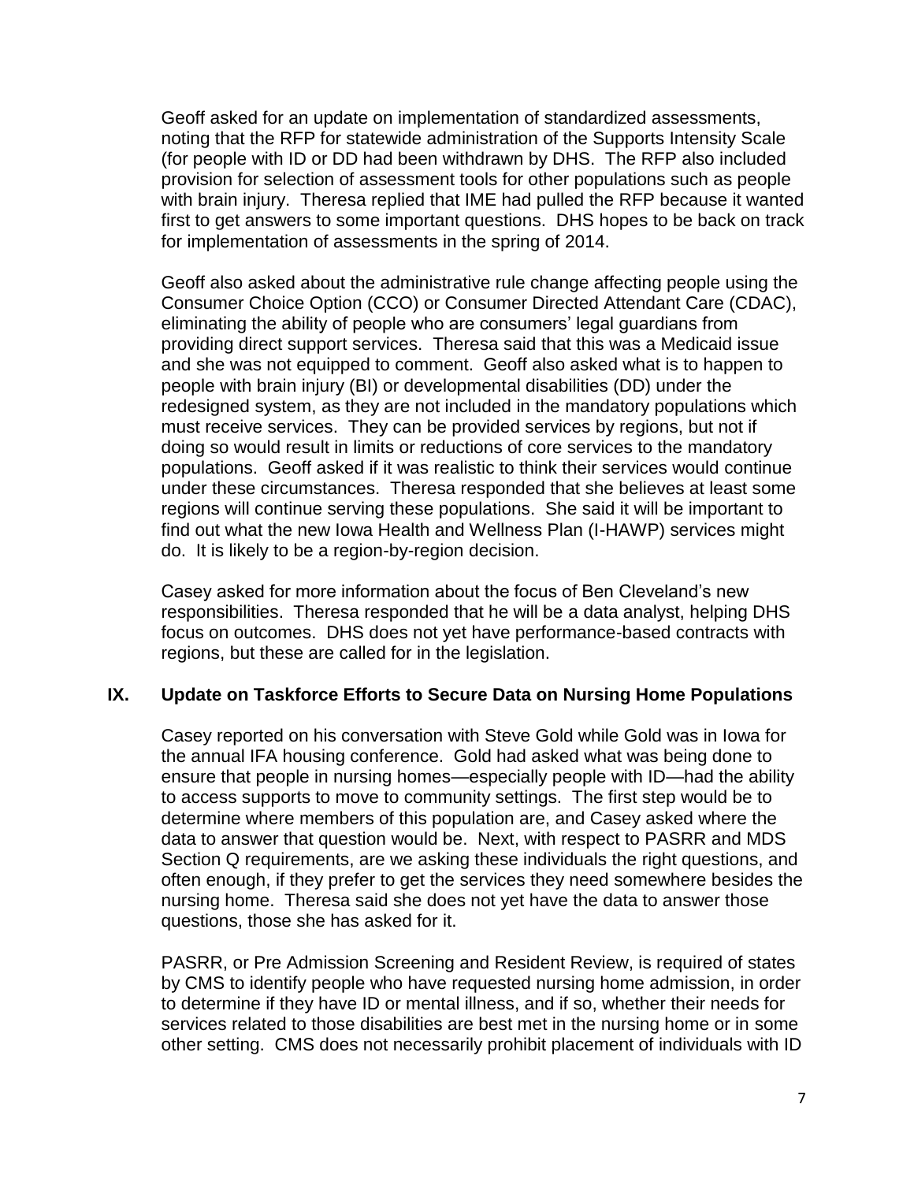Geoff asked for an update on implementation of standardized assessments, noting that the RFP for statewide administration of the Supports Intensity Scale (for people with ID or DD had been withdrawn by DHS. The RFP also included provision for selection of assessment tools for other populations such as people with brain injury. Theresa replied that IME had pulled the RFP because it wanted first to get answers to some important questions. DHS hopes to be back on track for implementation of assessments in the spring of 2014.

Geoff also asked about the administrative rule change affecting people using the Consumer Choice Option (CCO) or Consumer Directed Attendant Care (CDAC), eliminating the ability of people who are consumers' legal guardians from providing direct support services. Theresa said that this was a Medicaid issue and she was not equipped to comment. Geoff also asked what is to happen to people with brain injury (BI) or developmental disabilities (DD) under the redesigned system, as they are not included in the mandatory populations which must receive services. They can be provided services by regions, but not if doing so would result in limits or reductions of core services to the mandatory populations. Geoff asked if it was realistic to think their services would continue under these circumstances. Theresa responded that she believes at least some regions will continue serving these populations. She said it will be important to find out what the new Iowa Health and Wellness Plan (I-HAWP) services might do. It is likely to be a region-by-region decision.

Casey asked for more information about the focus of Ben Cleveland's new responsibilities. Theresa responded that he will be a data analyst, helping DHS focus on outcomes. DHS does not yet have performance-based contracts with regions, but these are called for in the legislation.

## IX. Update on Taskforce Efforts to Secure Data on Nursing Home Populations

Casey reported on his conversation with Steve Gold while Gold was in Iowa for the annual IFA housing conference. Gold had asked what was being done to ensure that people in nursing homes—especially people with ID—had the ability to access supports to move to community settings. The first step would be to determine where members of this population are, and Casey asked where the data to answer that question would be. Next, with respect to PASRR and MDS Section Q requirements, are we asking these individuals the right questions, and often enough, if they prefer to get the services they need somewhere besides the nursing home. Theresa said she does not yet have the data to answer those questions, those she has asked for it.

PASRR, or Pre Admission Screening and Resident Review, is required of states by CMS to identify people who have requested nursing home admission, in order to determine if they have ID or mental illness, and if so, whether their needs for services related to those disabilities are best met in the nursing home or in some other setting. CMS does not necessarily prohibit placement of individuals with ID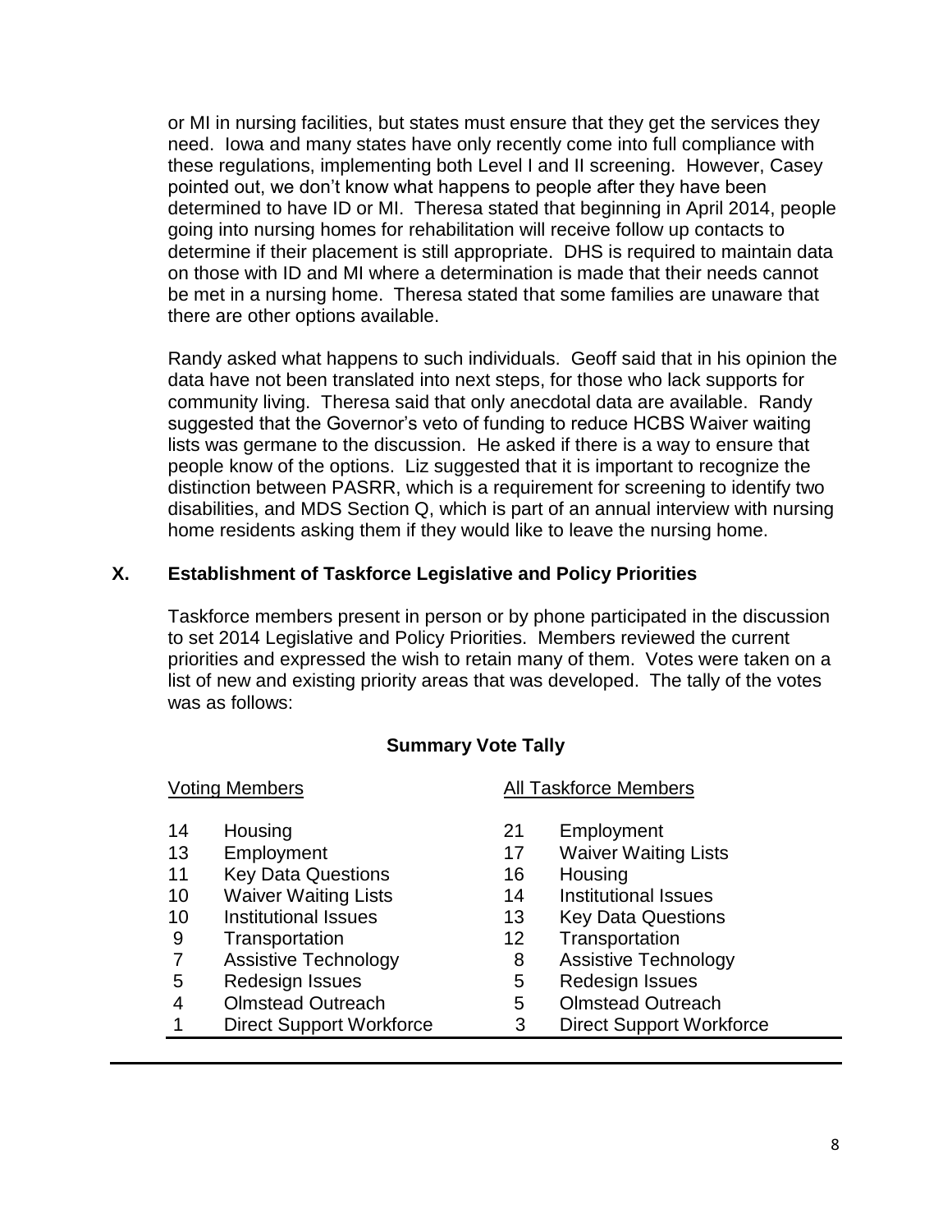or MI in nursing facilities, but states must ensure that they get the services they need. Iowa and many states have only recently come into full compliance with these regulations, implementing both Level I and II screening. However, Casey pointed out, we don't know what happens to people after they have been determined to have ID or MI. Theresa stated that beginning in April 2014, people going into nursing homes for rehabilitation will receive follow up contacts to determine if their placement is still appropriate. DHS is required to maintain data on those with ID and MI where a determination is made that their needs cannot be met in a nursing home. Theresa stated that some families are unaware that there are other options available.

Randy asked what happens to such individuals. Geoff said that in his opinion the data have not been translated into next steps, for those who lack supports for community living. Theresa said that only anecdotal data are available. Randy suggested that the Governor's veto of funding to reduce HCBS Waiver waiting lists was germane to the discussion. He asked if there is a way to ensure that people know of the options. Liz suggested that it is important to recognize the distinction between PASRR, which is a requirement for screening to identify two disabilities, and MDS Section Q, which is part of an annual interview with nursing home residents asking them if they would like to leave the nursing home.

## X. Establishment of Taskforce Legislative and Policy Priorities

Taskforce members present in person or by phone participated in the discussion to set 2014 Legislative and Policy Priorities. Members reviewed the current priorities and expressed the wish to retain many of them. Votes were taken on a list of new and existing priority areas that was developed. The tally of the votes was as follows:

**Summary Vote Tally**

| Voting Members | | All Taskforce Members | |
|---|---|---|---|
| 14 | Housing | 21 | Employment |
| 13 | Employment | 17 | Waiver Waiting Lists |
| 11 | Key Data Questions | 16 | Housing |
| 10 | Waiver Waiting Lists | 14 | Institutional Issues |
| 10 | Institutional Issues | 13 | Key Data Questions |
| 9 | Transportation | 12 | Transportation |
| 7 | Assistive Technology | 8 | Assistive Technology |
| 5 | Redesign Issues | 5 | Redesign Issues |
| 4 | Olmstead Outreach | 5 | Olmstead Outreach |
| 1 | Direct Support Workforce | 3 | Direct Support Workforce |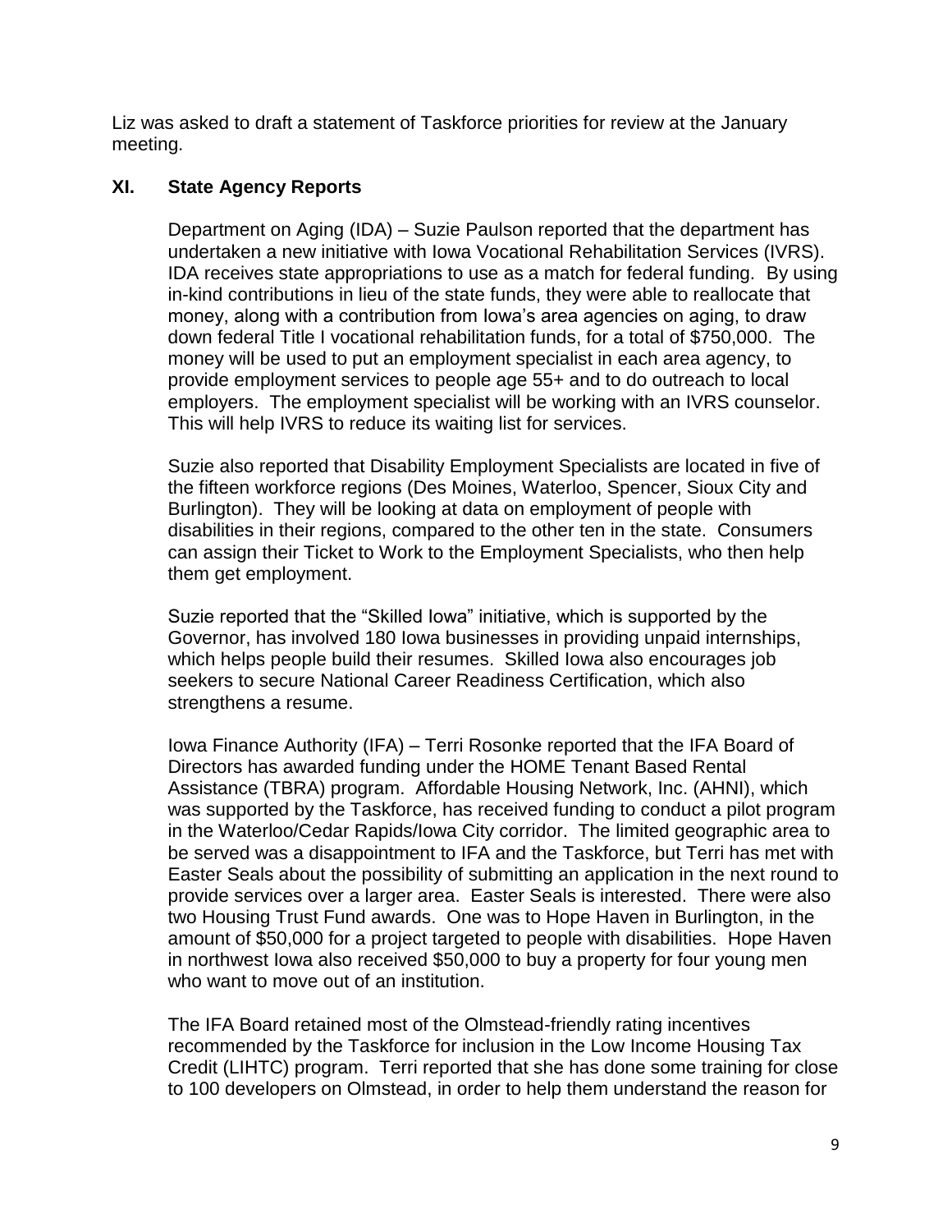Liz was asked to draft a statement of Taskforce priorities for review at the January meeting.

## XI. State Agency Reports

Department on Aging (IDA) – Suzie Paulson reported that the department has undertaken a new initiative with Iowa Vocational Rehabilitation Services (IVRS). IDA receives state appropriations to use as a match for federal funding. By using in-kind contributions in lieu of the state funds, they were able to reallocate that money, along with a contribution from Iowa's area agencies on aging, to draw down federal Title I vocational rehabilitation funds, for a total of $750,000. The money will be used to put an employment specialist in each area agency, to provide employment services to people age 55+ and to do outreach to local employers. The employment specialist will be working with an IVRS counselor. This will help IVRS to reduce its waiting list for services.

Suzie also reported that Disability Employment Specialists are located in five of the fifteen workforce regions (Des Moines, Waterloo, Spencer, Sioux City and Burlington). They will be looking at data on employment of people with disabilities in their regions, compared to the other ten in the state. Consumers can assign their Ticket to Work to the Employment Specialists, who then help them get employment.

Suzie reported that the "Skilled Iowa" initiative, which is supported by the Governor, has involved 180 Iowa businesses in providing unpaid internships, which helps people build their resumes. Skilled Iowa also encourages job seekers to secure National Career Readiness Certification, which also strengthens a resume.

Iowa Finance Authority (IFA) – Terri Rosonke reported that the IFA Board of Directors has awarded funding under the HOME Tenant Based Rental Assistance (TBRA) program. Affordable Housing Network, Inc. (AHNI), which was supported by the Taskforce, has received funding to conduct a pilot program in the Waterloo/Cedar Rapids/Iowa City corridor. The limited geographic area to be served was a disappointment to IFA and the Taskforce, but Terri has met with Easter Seals about the possibility of submitting an application in the next round to provide services over a larger area. Easter Seals is interested. There were also two Housing Trust Fund awards. One was to Hope Haven in Burlington, in the amount of $50,000 for a project targeted to people with disabilities. Hope Haven in northwest Iowa also received $50,000 to buy a property for four young men who want to move out of an institution.

The IFA Board retained most of the Olmstead-friendly rating incentives recommended by the Taskforce for inclusion in the Low Income Housing Tax Credit (LIHTC) program. Terri reported that she has done some training for close to 100 developers on Olmstead, in order to help them understand the reason for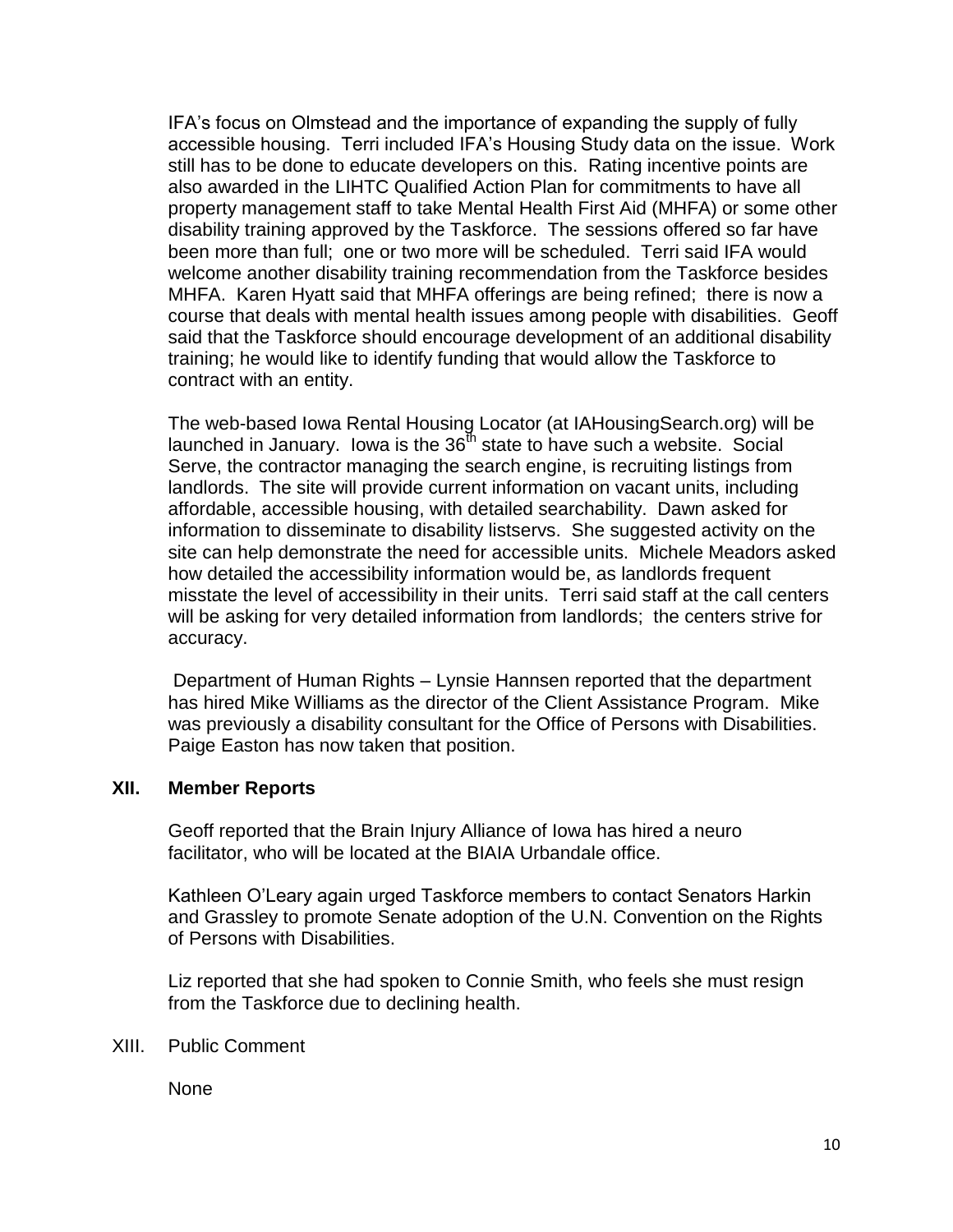IFA's focus on Olmstead and the importance of expanding the supply of fully accessible housing. Terri included IFA's Housing Study data on the issue. Work still has to be done to educate developers on this. Rating incentive points are also awarded in the LIHTC Qualified Action Plan for commitments to have all property management staff to take Mental Health First Aid (MHFA) or some other disability training approved by the Taskforce. The sessions offered so far have been more than full; one or two more will be scheduled. Terri said IFA would welcome another disability training recommendation from the Taskforce besides MHFA. Karen Hyatt said that MHFA offerings are being refined; there is now a course that deals with mental health issues among people with disabilities. Geoff said that the Taskforce should encourage development of an additional disability training; he would like to identify funding that would allow the Taskforce to contract with an entity.

The web-based Iowa Rental Housing Locator (at IAHousingSearch.org) will be launched in January. Iowa is the 36th state to have such a website. Social Serve, the contractor managing the search engine, is recruiting listings from landlords. The site will provide current information on vacant units, including affordable, accessible housing, with detailed searchability. Dawn asked for information to disseminate to disability listservs. She suggested activity on the site can help demonstrate the need for accessible units. Michele Meadors asked how detailed the accessibility information would be, as landlords frequent misstate the level of accessibility in their units. Terri said staff at the call centers will be asking for very detailed information from landlords; the centers strive for accuracy.

Department of Human Rights – Lynsie Hannsen reported that the department has hired Mike Williams as the director of the Client Assistance Program. Mike was previously a disability consultant for the Office of Persons with Disabilities. Paige Easton has now taken that position.

## XII. Member Reports

Geoff reported that the Brain Injury Alliance of Iowa has hired a neuro facilitator, who will be located at the BIAIA Urbandale office.

Kathleen O'Leary again urged Taskforce members to contact Senators Harkin and Grassley to promote Senate adoption of the U.N. Convention on the Rights of Persons with Disabilities.

Liz reported that she had spoken to Connie Smith, who feels she must resign from the Taskforce due to declining health.

XIII. Public Comment

None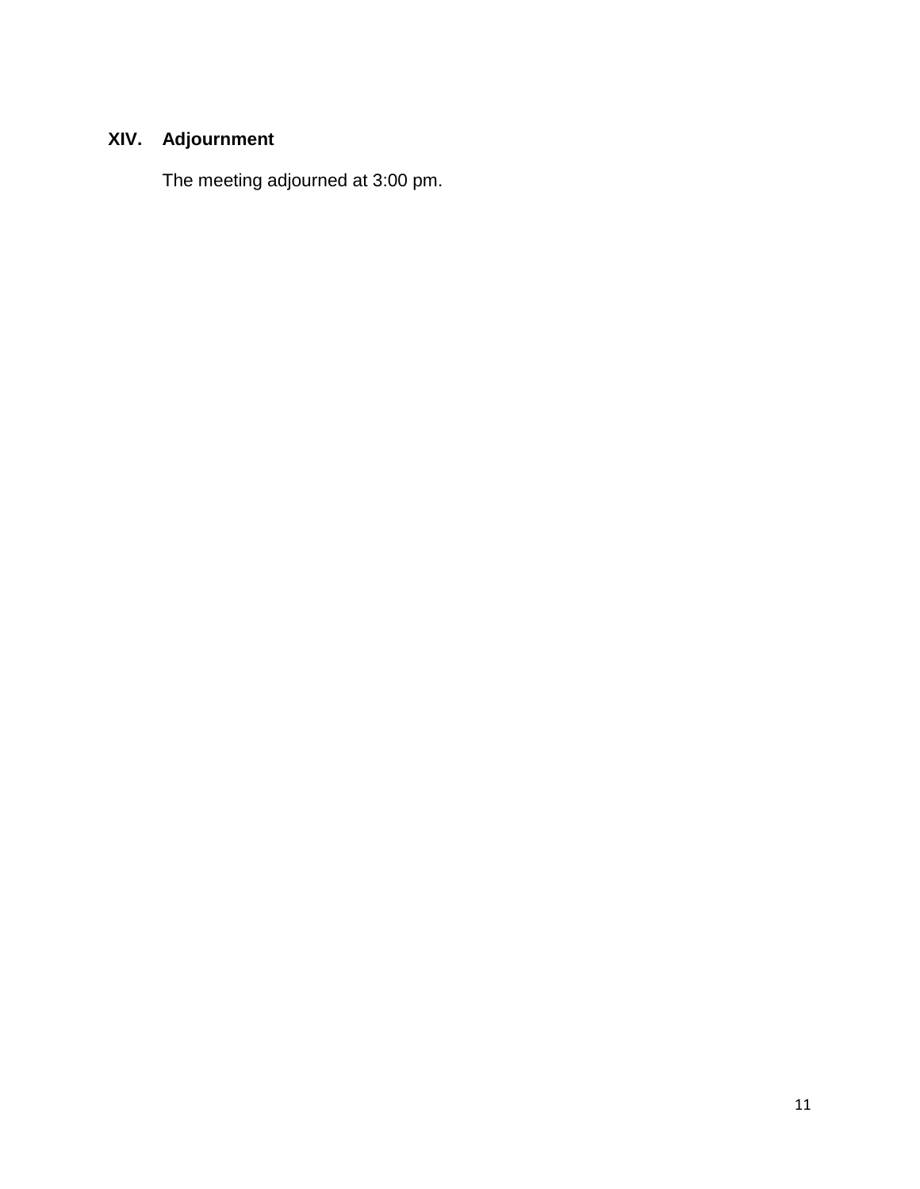## XIV. Adjournment

The meeting adjourned at 3:00 pm.